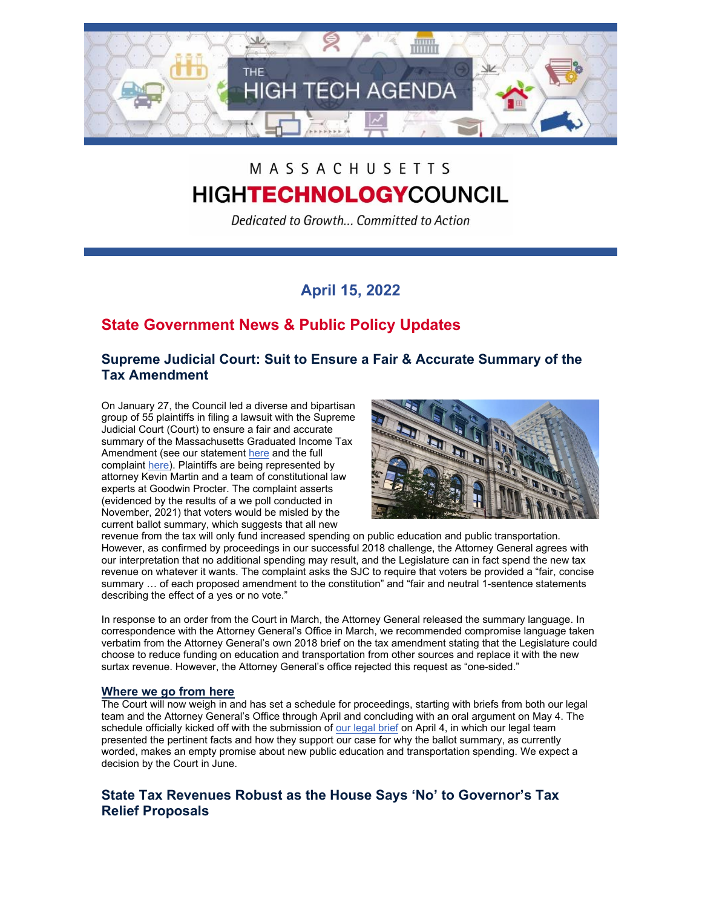THE HIGH TECH AGENDA

MASSACHUSETTS HIGHTECHNOLOGYCOUNCIL

*Dedicated to Growth... Committed to Action*

## April 15, 2022

# State Government News & Public Policy Updates

### Supreme Judicial Court: Suit to Ensure a Fair & Accurate Summary of the Tax Amendment

On January 27, the Council led a diverse and bipartisan group of 55 plaintiffs in filing a lawsuit with the Supreme Judicial Court (Court) to ensure a fair and accurate summary of the Massachusetts Graduated Income Tax Amendment (see our statement here and the full complaint here). Plaintiffs are being represented by attorney Kevin Martin and a team of constitutional law experts at Goodwin Procter. The complaint asserts (evidenced by the results of a we poll conducted in November, 2021) that voters would be misled by the current ballot summary, which suggests that all new revenue from the tax will only fund increased spending on public education and public transportation. However, as confirmed by proceedings in our successful 2018 challenge, the Attorney General agrees with our interpretation that no additional spending may result, and the Legislature can in fact spend the new tax revenue on whatever it wants. The complaint asks the SJC to require that voters be provided a "fair, concise summary … of each proposed amendment to the constitution" and "fair and neutral 1-sentence statements describing the effect of a yes or no vote."

In response to an order from the Court in March, the Attorney General released the summary language. In correspondence with the Attorney General's Office in March, we recommended compromise language taken verbatim from the Attorney General's own 2018 brief on the tax amendment stating that the Legislature could choose to reduce funding on education and transportation from other sources and replace it with the new surtax revenue. However, the Attorney General's office rejected this request as "one-sided."

**Where we go from here**

The Court will now weigh in and has set a schedule for proceedings, starting with briefs from both our legal team and the Attorney General's Office through April and concluding with an oral argument on May 4. The schedule officially kicked off with the submission of our legal brief on April 4, in which our legal team presented the pertinent facts and how they support our case for why the ballot summary, as currently worded, makes an empty promise about new public education and transportation spending. We expect a decision by the Court in June.

### State Tax Revenues Robust as the House Says 'No' to Governor's Tax Relief Proposals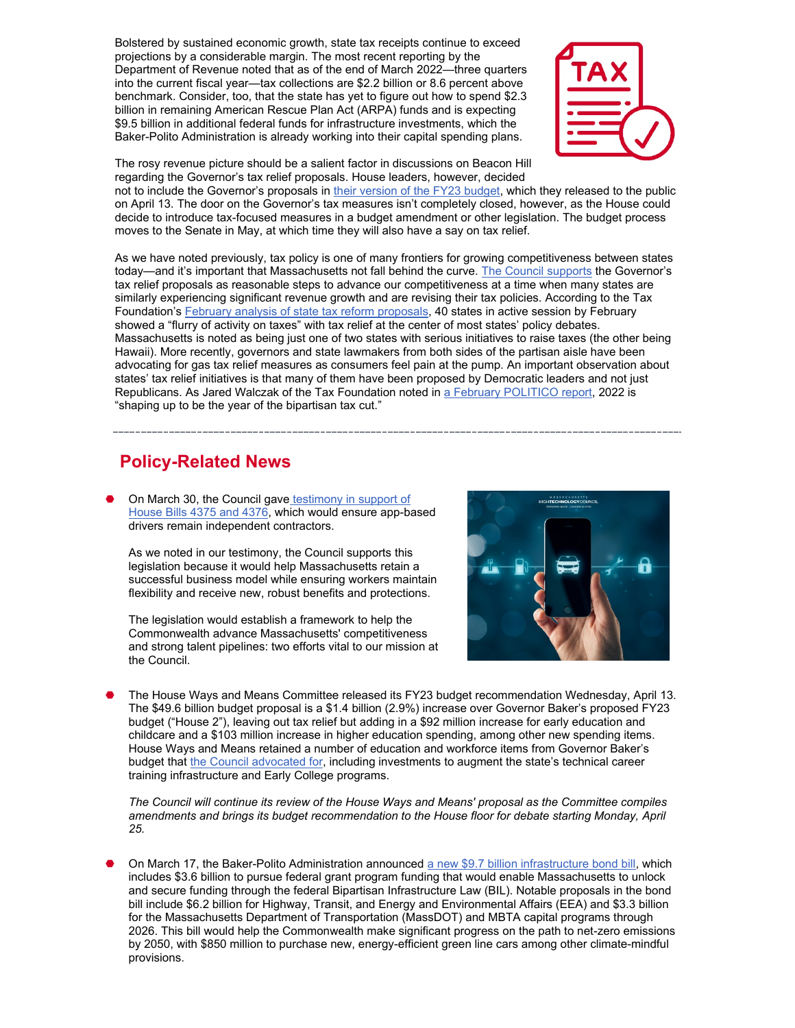Bolstered by sustained economic growth, state tax receipts continue to exceed projections by a considerable margin. The most recent reporting by the Department of Revenue noted that as of the end of March 2022—three quarters into the current fiscal year—tax collections are $2.2 billion or 8.6 percent above benchmark. Consider, too, that the state has yet to figure out how to spend $2.3 billion in remaining American Rescue Plan Act (ARPA) funds and is expecting $9.5 billion in additional federal funds for infrastructure investments, which the Baker-Polito Administration is already working into their capital spending plans.

The rosy revenue picture should be a salient factor in discussions on Beacon Hill regarding the Governor's tax relief proposals. House leaders, however, decided not to include the Governor's proposals in their version of the FY23 budget, which they released to the public on April 13. The door on the Governor's tax measures isn't completely closed, however, as the House could decide to introduce tax-focused measures in a budget amendment or other legislation. The budget process moves to the Senate in May, at which time they will also have a say on tax relief.

As we have noted previously, tax policy is one of many frontiers for growing competitiveness between states today—and it's important that Massachusetts not fall behind the curve. The Council supports the Governor's tax relief proposals as reasonable steps to advance our competitiveness at a time when many states are similarly experiencing significant revenue growth and are revising their tax policies. According to the Tax Foundation's February analysis of state tax reform proposals, 40 states in active session by February showed a "flurry of activity on taxes" with tax relief at the center of most states' policy debates. Massachusetts is noted as being just one of two states with serious initiatives to raise taxes (the other being Hawaii). More recently, governors and state lawmakers from both sides of the partisan aisle have been advocating for gas tax relief measures as consumers feel pain at the pump. An important observation about states' tax relief initiatives is that many of them have been proposed by Democratic leaders and not just Republicans. As Jared Walczak of the Tax Foundation noted in a February POLITICO report, 2022 is "shaping up to be the year of the bipartisan tax cut."

---

## Policy-Related News

- On March 30, the Council gave testimony in support of House Bills 4375 and 4376, which would ensure app-based drivers remain independent contractors.

  As we noted in our testimony, the Council supports this legislation because it would help Massachusetts retain a successful business model while ensuring workers maintain flexibility and receive new, robust benefits and protections.

  The legislation would establish a framework to help the Commonwealth advance Massachusetts' competitiveness and strong talent pipelines: two efforts vital to our mission at the Council.

- The House Ways and Means Committee released its FY23 budget recommendation Wednesday, April 13. The $49.6 billion budget proposal is a $1.4 billion (2.9%) increase over Governor Baker's proposed FY23 budget ("House 2"), leaving out tax relief but adding in a $92 million increase for early education and childcare and a $103 million increase in higher education spending, among other new spending items. House Ways and Means retained a number of education and workforce items from Governor Baker's budget that the Council advocated for, including investments to augment the state's technical career training infrastructure and Early College programs.

  *The Council will continue its review of the House Ways and Means' proposal as the Committee compiles amendments and brings its budget recommendation to the House floor for debate starting Monday, April 25.*

- On March 17, the Baker-Polito Administration announced a new $9.7 billion infrastructure bond bill, which includes $3.6 billion to pursue federal grant program funding that would enable Massachusetts to unlock and secure funding through the federal Bipartisan Infrastructure Law (BIL). Notable proposals in the bond bill include $6.2 billion for Highway, Transit, and Energy and Environmental Affairs (EEA) and $3.3 billion for the Massachusetts Department of Transportation (MassDOT) and MBTA capital programs through 2026. This bill would help the Commonwealth make significant progress on the path to net-zero emissions by 2050, with $850 million to purchase new, energy-efficient green line cars among other climate-mindful provisions.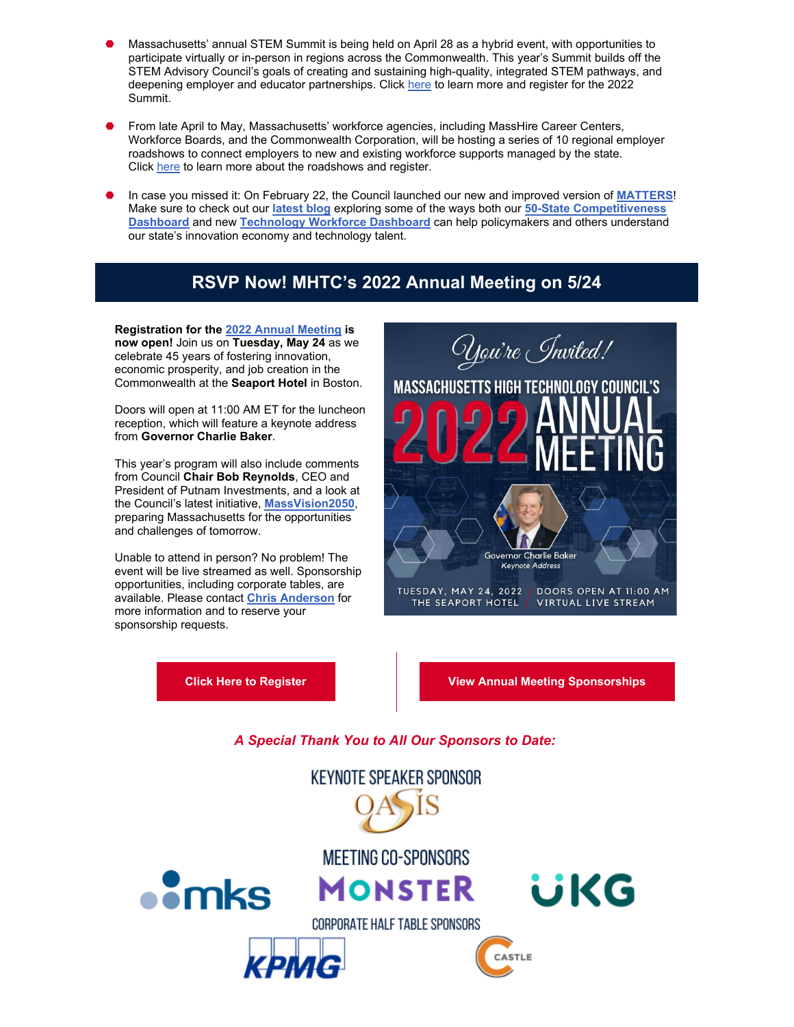- Massachusetts' annual STEM Summit is being held on April 28 as a hybrid event, with opportunities to participate virtually or in-person in regions across the Commonwealth. This year's Summit builds off the STEM Advisory Council's goals of creating and sustaining high-quality, integrated STEM pathways, and deepening employer and educator partnerships. Click here to learn more and register for the 2022 Summit.

- From late April to May, Massachusetts' workforce agencies, including MassHire Career Centers, Workforce Boards, and the Commonwealth Corporation, will be hosting a series of 10 regional employer roadshows to connect employers to new and existing workforce supports managed by the state. Click here to learn more about the roadshows and register.

- In case you missed it: On February 22, the Council launched our new and improved version of **MATTERS**! Make sure to check out our **latest blog** exploring some of the ways both our **50-State Competitiveness Dashboard** and new **Technology Workforce Dashboard** can help policymakers and others understand our state's innovation economy and technology talent.

## RSVP Now! MHTC's 2022 Annual Meeting on 5/24

**Registration for the 2022 Annual Meeting is now open!** Join us on **Tuesday, May 24** as we celebrate 45 years of fostering innovation, economic prosperity, and job creation in the Commonwealth at the **Seaport Hotel** in Boston.

Doors will open at 11:00 AM ET for the luncheon reception, which will feature a keynote address from **Governor Charlie Baker**.

This year's program will also include comments from Council **Chair Bob Reynolds**, CEO and President of Putnam Investments, and a look at the Council's latest initiative, **MassVision2050**, preparing Massachusetts for the opportunities and challenges of tomorrow.

Unable to attend in person? No problem! The event will be live streamed as well. Sponsorship opportunities, including corporate tables, are available. Please contact **Chris Anderson** for more information and to reserve your sponsorship requests.

*You're Invited!*

MASSACHUSETTS HIGH TECHNOLOGY COUNCIL'S 2022 ANNUAL MEETING

Governor Charlie Baker
*Keynote Address*

TUESDAY, MAY 24, 2022 | DOORS OPEN AT 11:00 AM
THE SEAPORT HOTEL | VIRTUAL LIVE STREAM

**Click Here to Register** | **View Annual Meeting Sponsorships**

***A Special Thank You to All Our Sponsors to Date:***

KEYNOTE SPEAKER SPONSOR

OASIS

MEETING CO-SPONSORS

mks | MONSTER | UKG

CORPORATE HALF TABLE SPONSORS

KPMG | CASTLE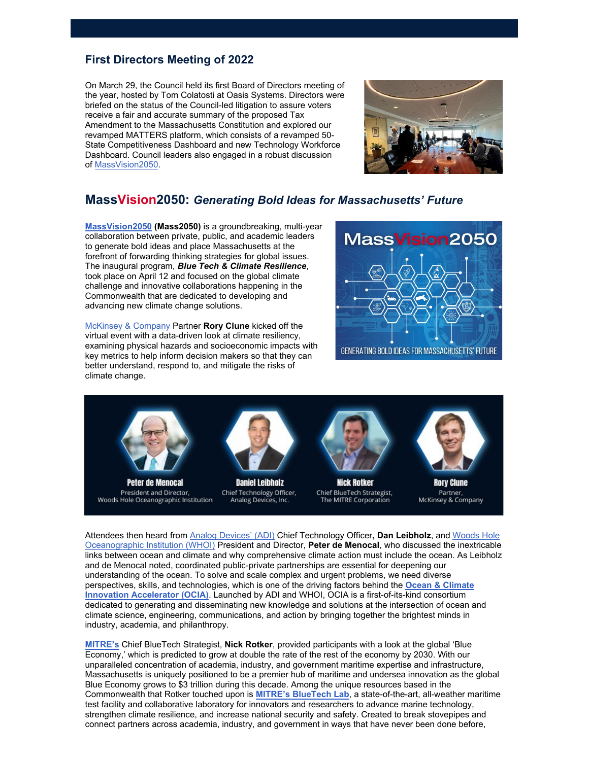## First Directors Meeting of 2022

On March 29, the Council held its first Board of Directors meeting of the year, hosted by Tom Colatosti at Oasis Systems. Directors were briefed on the status of the Council-led litigation to assure voters receive a fair and accurate summary of the proposed Tax Amendment to the Massachusetts Constitution and explored our revamped MATTERS platform, which consists of a revamped 50-State Competitiveness Dashboard and new Technology Workforce Dashboard. Council leaders also engaged in a robust discussion of MassVision2050.

## MassVision2050: *Generating Bold Ideas for Massachusetts' Future*

**MassVision2050 (Mass2050)** is a groundbreaking, multi-year collaboration between private, public, and academic leaders to generate bold ideas and place Massachusetts at the forefront of forwarding thinking strategies for global issues. The inaugural program, ***Blue Tech & Climate Resilience***, took place on April 12 and focused on the global climate challenge and innovative collaborations happening in the Commonwealth that are dedicated to developing and advancing new climate change solutions.

McKinsey & Company Partner **Rory Clune** kicked off the virtual event with a data-driven look at climate resiliency, examining physical hazards and socioeconomic impacts with key metrics to help inform decision makers so that they can better understand, respond to, and mitigate the risks of climate change.

Attendees then heard from Analog Devices' (ADI) Chief Technology Officer**, Dan Leibholz**, and Woods Hole Oceanographic Institution (WHOI) President and Director, **Peter de Menocal**, who discussed the inextricable links between ocean and climate and why comprehensive climate action must include the ocean. As Leibholz and de Menocal noted, coordinated public-private partnerships are essential for deepening our understanding of the ocean. To solve and scale complex and urgent problems, we need diverse perspectives, skills, and technologies, which is one of the driving factors behind the **Ocean & Climate Innovation Accelerator (OCIA)**. Launched by ADI and WHOI, OCIA is a first-of-its-kind consortium dedicated to generating and disseminating new knowledge and solutions at the intersection of ocean and climate science, engineering, communications, and action by bringing together the brightest minds in industry, academia, and philanthropy.

**MITRE's** Chief BlueTech Strategist, **Nick Rotker**, provided participants with a look at the global 'Blue Economy,' which is predicted to grow at double the rate of the rest of the economy by 2030. With our unparalleled concentration of academia, industry, and government maritime expertise and infrastructure, Massachusetts is uniquely positioned to be a premier hub of maritime and undersea innovation as the global Blue Economy grows to $3 trillion during this decade. Among the unique resources based in the Commonwealth that Rotker touched upon is **MITRE's BlueTech Lab**, a state-of-the-art, all-weather maritime test facility and collaborative laboratory for innovators and researchers to advance marine technology, strengthen climate resilience, and increase national security and safety. Created to break stovepipes and connect partners across academia, industry, and government in ways that have never been done before,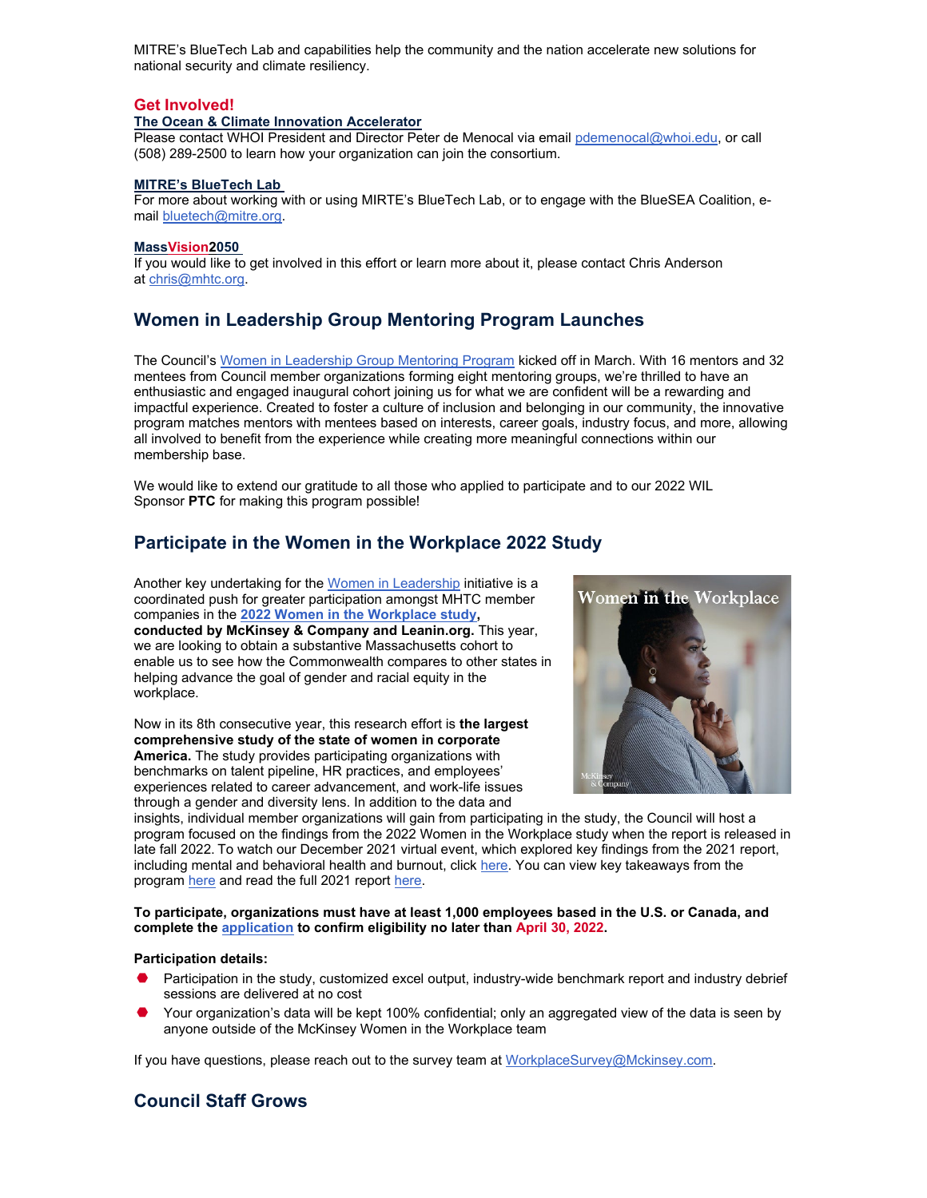MITRE's BlueTech Lab and capabilities help the community and the nation accelerate new solutions for national security and climate resiliency.

## Get Involved!

**The Ocean & Climate Innovation Accelerator**

Please contact WHOI President and Director Peter de Menocal via email pdemenocal@whoi.edu, or call (508) 289-2500 to learn how your organization can join the consortium.

**MITRE's BlueTech Lab**

For more about working with or using MIRTE's BlueTech Lab, or to engage with the BlueSEA Coalition, e-mail bluetech@mitre.org.

**MassVision2050**

If you would like to get involved in this effort or learn more about it, please contact Chris Anderson at chris@mhtc.org.

## Women in Leadership Group Mentoring Program Launches

The Council's Women in Leadership Group Mentoring Program kicked off in March. With 16 mentors and 32 mentees from Council member organizations forming eight mentoring groups, we're thrilled to have an enthusiastic and engaged inaugural cohort joining us for what we are confident will be a rewarding and impactful experience. Created to foster a culture of inclusion and belonging in our community, the innovative program matches mentors with mentees based on interests, career goals, industry focus, and more, allowing all involved to benefit from the experience while creating more meaningful connections within our membership base.

We would like to extend our gratitude to all those who applied to participate and to our 2022 WIL Sponsor **PTC** for making this program possible!

## Participate in the Women in the Workplace 2022 Study

Another key undertaking for the Women in Leadership initiative is a coordinated push for greater participation amongst MHTC member companies in the **2022 Women in the Workplace study, conducted by McKinsey & Company and Leanin.org.** This year, we are looking to obtain a substantive Massachusetts cohort to enable us to see how the Commonwealth compares to other states in helping advance the goal of gender and racial equity in the workplace.

Now in its 8th consecutive year, this research effort is **the largest comprehensive study of the state of women in corporate America.** The study provides participating organizations with benchmarks on talent pipeline, HR practices, and employees' experiences related to career advancement, and work-life issues through a gender and diversity lens. In addition to the data and insights, individual member organizations will gain from participating in the study, the Council will host a program focused on the findings from the 2022 Women in the Workplace study when the report is released in late fall 2022. To watch our December 2021 virtual event, which explored key findings from the 2021 report, including mental and behavioral health and burnout, click here. You can view key takeaways from the program here and read the full 2021 report here.

**To participate, organizations must have at least 1,000 employees based in the U.S. or Canada, and complete the application to confirm eligibility no later than April 30, 2022.**

**Participation details:**

- Participation in the study, customized excel output, industry-wide benchmark report and industry debrief sessions are delivered at no cost
- Your organization's data will be kept 100% confidential; only an aggregated view of the data is seen by anyone outside of the McKinsey Women in the Workplace team

If you have questions, please reach out to the survey team at WorkplaceSurvey@Mckinsey.com.

## Council Staff Grows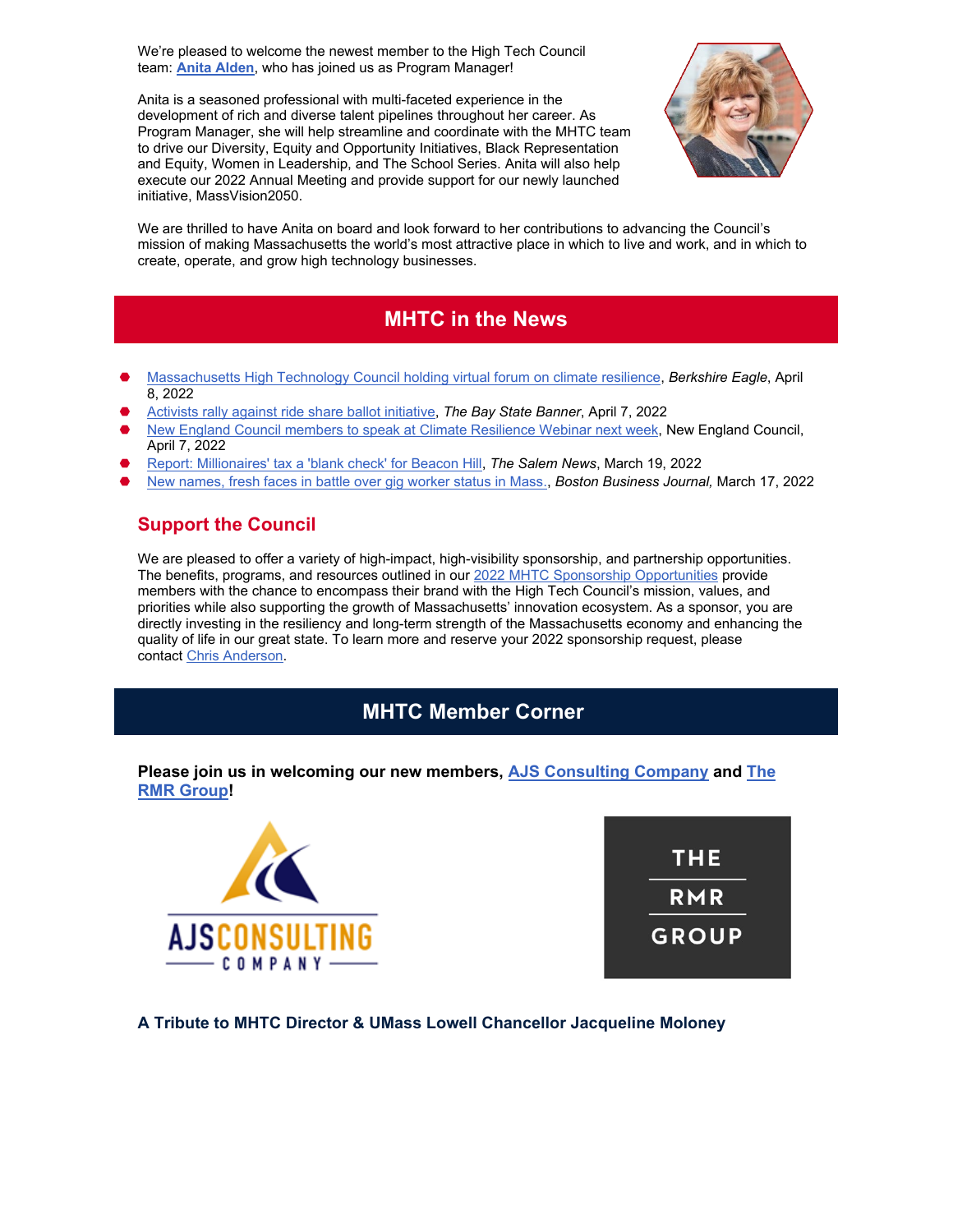We're pleased to welcome the newest member to the High Tech Council team: **Anita Alden**, who has joined us as Program Manager!

Anita is a seasoned professional with multi-faceted experience in the development of rich and diverse talent pipelines throughout her career. As Program Manager, she will help streamline and coordinate with the MHTC team to drive our Diversity, Equity and Opportunity Initiatives, Black Representation and Equity, Women in Leadership, and The School Series. Anita will also help execute our 2022 Annual Meeting and provide support for our newly launched initiative, MassVision2050.

We are thrilled to have Anita on board and look forward to her contributions to advancing the Council's mission of making Massachusetts the world's most attractive place in which to live and work, and in which to create, operate, and grow high technology businesses.

## MHTC in the News

- Massachusetts High Technology Council holding virtual forum on climate resilience, *Berkshire Eagle*, April 8, 2022
- Activists rally against ride share ballot initiative, *The Bay State Banner*, April 7, 2022
- New England Council members to speak at Climate Resilience Webinar next week, New England Council, April 7, 2022
- Report: Millionaires' tax a 'blank check' for Beacon Hill, *The Salem News*, March 19, 2022
- New names, fresh faces in battle over gig worker status in Mass., *Boston Business Journal,* March 17, 2022

### Support the Council

We are pleased to offer a variety of high-impact, high-visibility sponsorship, and partnership opportunities. The benefits, programs, and resources outlined in our 2022 MHTC Sponsorship Opportunities provide members with the chance to encompass their brand with the High Tech Council's mission, values, and priorities while also supporting the growth of Massachusetts' innovation ecosystem. As a sponsor, you are directly investing in the resiliency and long-term strength of the Massachusetts economy and enhancing the quality of life in our great state. To learn more and reserve your 2022 sponsorship request, please contact Chris Anderson.

## MHTC Member Corner

**Please join us in welcoming our new members, AJS Consulting Company and The RMR Group!**

AJS CONSULTING COMPANY

THE RMR GROUP

### A Tribute to MHTC Director & UMass Lowell Chancellor Jacqueline Moloney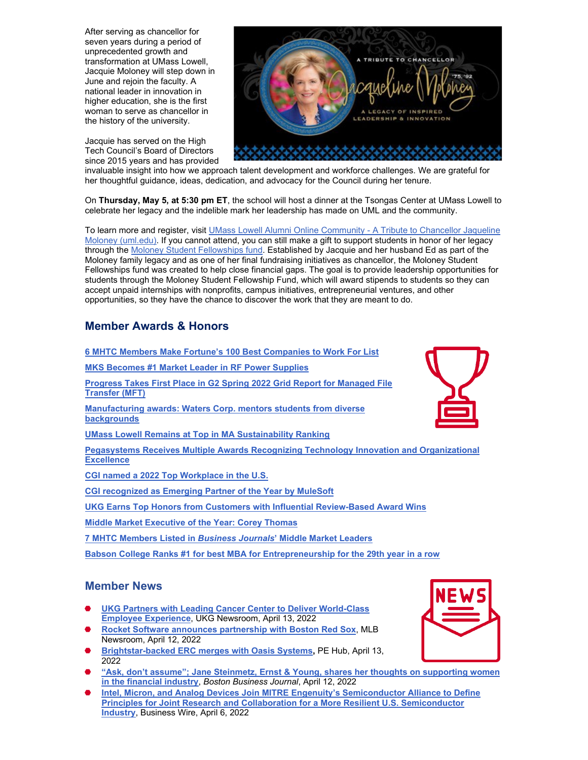After serving as chancellor for seven years during a period of unprecedented growth and transformation at UMass Lowell, Jacquie Moloney will step down in June and rejoin the faculty. A national leader in innovation in higher education, she is the first woman to serve as chancellor in the history of the university.

Jacquie has served on the High Tech Council's Board of Directors since 2015 years and has provided invaluable insight into how we approach talent development and workforce challenges. We are grateful for her thoughtful guidance, ideas, dedication, and advocacy for the Council during her tenure.

On **Thursday, May 5, at 5:30 pm ET**, the school will host a dinner at the Tsongas Center at UMass Lowell to celebrate her legacy and the indelible mark her leadership has made on UML and the community.

To learn more and register, visit [UMass Lowell Alumni Online Community - A Tribute to Chancellor Jaqueline Moloney (uml.edu)](). If you cannot attend, you can still make a gift to support students in honor of her legacy through the [Moloney Student Fellowships fund](). Established by Jacquie and her husband Ed as part of the Moloney family legacy and as one of her final fundraising initiatives as chancellor, the Moloney Student Fellowships fund was created to help close financial gaps. The goal is to provide leadership opportunities for students through the Moloney Student Fellowship Fund, which will award stipends to students so they can accept unpaid internships with nonprofits, campus initiatives, entrepreneurial ventures, and other opportunities, so they have the chance to discover the work that they are meant to do.

## Member Awards & Honors

**[6 MHTC Members Make Fortune's 100 Best Companies to Work For List]()**

**[MKS Becomes #1 Market Leader in RF Power Supplies]()**

**[Progress Takes First Place in G2 Spring 2022 Grid Report for Managed File Transfer (MFT)]()**

**[Manufacturing awards: Waters Corp. mentors students from diverse backgrounds]()**

**[UMass Lowell Remains at Top in MA Sustainability Ranking]()**

**[Pegasystems Receives Multiple Awards Recognizing Technology Innovation and Organizational Excellence]()**

**[CGI named a 2022 Top Workplace in the U.S.]()**

**[CGI recognized as Emerging Partner of the Year by MuleSoft]()**

**[UKG Earns Top Honors from Customers with Influential Review-Based Award Wins]()**

**[Middle Market Executive of the Year: Corey Thomas]()**

**[7 MHTC Members Listed in *Business Journals*' Middle Market Leaders]()**

**[Babson College Ranks #1 for best MBA for Entrepreneurship for the 29th year in a row]()**

## Member News

- **[UKG Partners with Leading Cancer Center to Deliver World-Class Employee Experience]()**, UKG Newsroom, April 13, 2022
- **[Rocket Software announces partnership with Boston Red Sox]()**, MLB Newsroom, April 12, 2022
- **[Brightstar-backed ERC merges with Oasis Systems]()**, PE Hub, April 13, 2022
- **["Ask, don't assume"; Jane Steinmetz, Ernst & Young, shares her thoughts on supporting women in the financial industry]()**, *Boston Business Journal*, April 12, 2022
- **[Intel, Micron, and Analog Devices Join MITRE Engenuity's Semiconductor Alliance to Define Principles for Joint Research and Collaboration for a More Resilient U.S. Semiconductor Industry]()**, Business Wire, April 6, 2022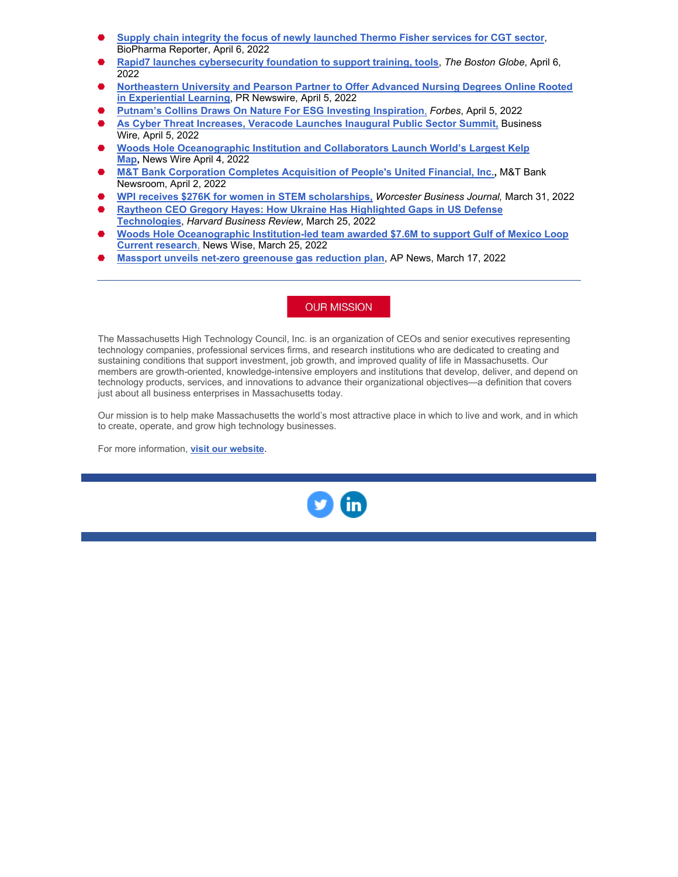- **Supply chain integrity the focus of newly launched Thermo Fisher services for CGT sector**, BioPharma Reporter, April 6, 2022
- **Rapid7 launches cybersecurity foundation to support training, tools**, *The Boston Globe*, April 6, 2022
- **Northeastern University and Pearson Partner to Offer Advanced Nursing Degrees Online Rooted in Experiential Learning**, PR Newswire, April 5, 2022
- **Putnam's Collins Draws On Nature For ESG Investing Inspiration**, *Forbes*, April 5, 2022
- **As Cyber Threat Increases, Veracode Launches Inaugural Public Sector Summit**, Business Wire, April 5, 2022
- **Woods Hole Oceanographic Institution and Collaborators Launch World's Largest Kelp Map**, News Wire April 4, 2022
- **M&T Bank Corporation Completes Acquisition of People's United Financial, Inc.**, M&T Bank Newsroom, April 2, 2022
- **WPI receives $276K for women in STEM scholarships**, *Worcester Business Journal,* March 31, 2022
- **Raytheon CEO Gregory Hayes: How Ukraine Has Highlighted Gaps in US Defense Technologies**, *Harvard Business Review*, March 25, 2022
- **Woods Hole Oceanographic Institution-led team awarded $7.6M to support Gulf of Mexico Loop Current research**, News Wise, March 25, 2022
- **Massport unveils net-zero greenouse gas reduction plan**, AP News, March 17, 2022

---

## OUR MISSION

The Massachusetts High Technology Council, Inc. is an organization of CEOs and senior executives representing technology companies, professional services firms, and research institutions who are dedicated to creating and sustaining conditions that support investment, job growth, and improved quality of life in Massachusetts. Our members are growth-oriented, knowledge-intensive employers and institutions that develop, deliver, and depend on technology products, services, and innovations to advance their organizational objectives—a definition that covers just about all business enterprises in Massachusetts today.

Our mission is to help make Massachusetts the world's most attractive place in which to live and work, and in which to create, operate, and grow high technology businesses.

For more information, **visit our website**.